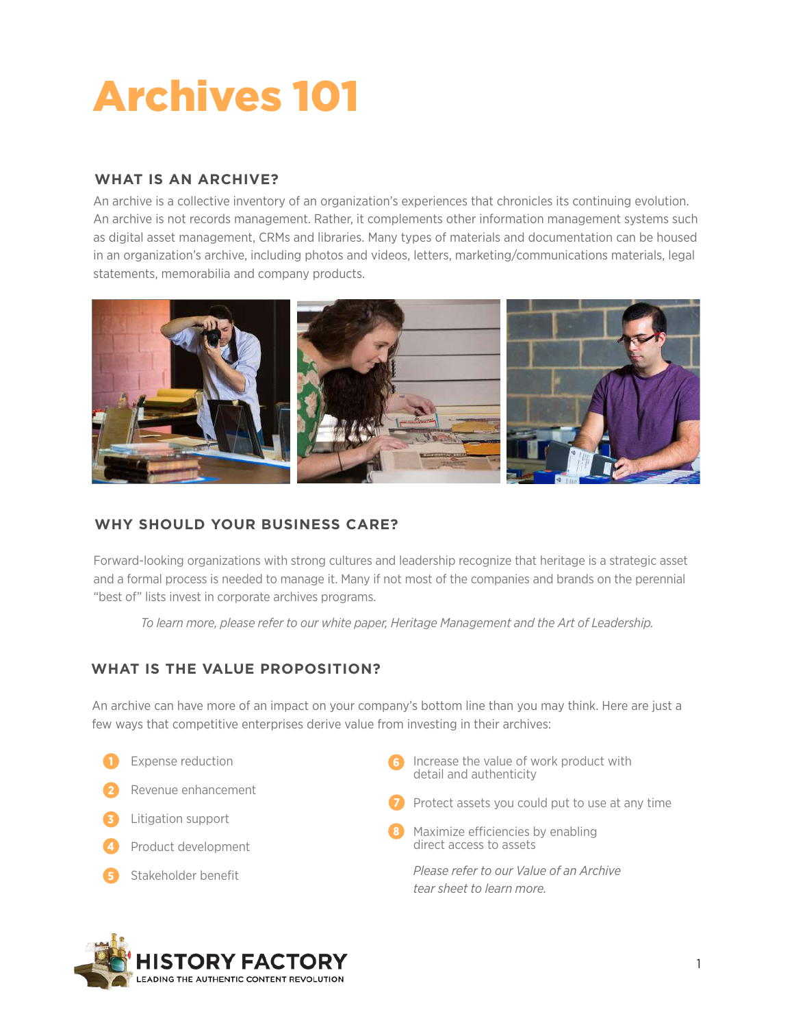# Archives 101

## WHAT IS AN ARCHIVE?

An archive is a collective inventory of an organization's experiences that chronicles its continuing evolution. An archive is not records management. Rather, it complements other information management systems such as digital asset management, CRMs and libraries. Many types of materials and documentation can be housed in an organization's archive, including photos and videos, letters, marketing/communications materials, legal statements, memorabilia and company products.

## WHY SHOULD YOUR BUSINESS CARE?

Forward-looking organizations with strong cultures and leadership recognize that heritage is a strategic asset and a formal process is needed to manage it. Many if not most of the companies and brands on the perennial "best of" lists invest in corporate archives programs.

*To learn more, please refer to our white paper, Heritage Management and the Art of Leadership.*

## WHAT IS THE VALUE PROPOSITION?

An archive can have more of an impact on your company's bottom line than you may think. Here are just a few ways that competitive enterprises derive value from investing in their archives:

1. Expense reduction
2. Revenue enhancement
3. Litigation support
4. Product development
5. Stakeholder benefit
6. Increase the value of work product with detail and authenticity
7. Protect assets you could put to use at any time
8. Maximize efficiencies by enabling direct access to assets

*Please refer to our Value of an Archive tear sheet to learn more.*

HISTORY FACTORY
LEADING THE AUTHENTIC CONTENT REVOLUTION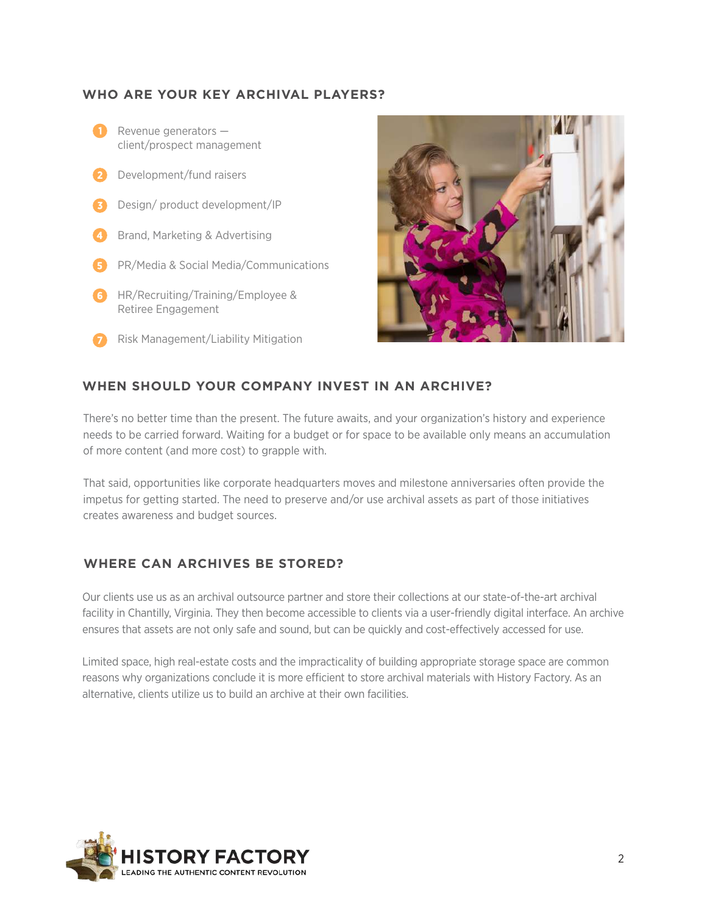## WHO ARE YOUR KEY ARCHIVAL PLAYERS?

1. Revenue generators — client/prospect management
2. Development/fund raisers
3. Design/ product development/IP
4. Brand, Marketing & Advertising
5. PR/Media & Social Media/Communications
6. HR/Recruiting/Training/Employee & Retiree Engagement
7. Risk Management/Liability Mitigation

## WHEN SHOULD YOUR COMPANY INVEST IN AN ARCHIVE?

There's no better time than the present. The future awaits, and your organization's history and experience needs to be carried forward. Waiting for a budget or for space to be available only means an accumulation of more content (and more cost) to grapple with.

That said, opportunities like corporate headquarters moves and milestone anniversaries often provide the impetus for getting started. The need to preserve and/or use archival assets as part of those initiatives creates awareness and budget sources.

## WHERE CAN ARCHIVES BE STORED?

Our clients use us as an archival outsource partner and store their collections at our state-of-the-art archival facility in Chantilly, Virginia. They then become accessible to clients via a user-friendly digital interface. An archive ensures that assets are not only safe and sound, but can be quickly and cost-effectively accessed for use.

Limited space, high real-estate costs and the impracticality of building appropriate storage space are common reasons why organizations conclude it is more efficient to store archival materials with History Factory. As an alternative, clients utilize us to build an archive at their own facilities.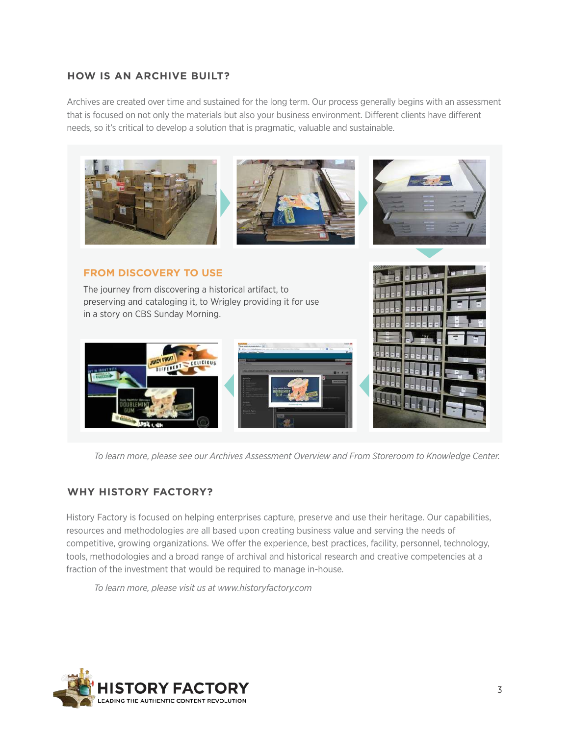## HOW IS AN ARCHIVE BUILT?

Archives are created over time and sustained for the long term. Our process generally begins with an assessment that is focused on not only the materials but also your business environment. Different clients have different needs, so it's critical to develop a solution that is pragmatic, valuable and sustainable.

### FROM DISCOVERY TO USE

The journey from discovering a historical artifact, to preserving and cataloging it, to Wrigley providing it for use in a story on CBS Sunday Morning.

*To learn more, please see our Archives Assessment Overview and From Storeroom to Knowledge Center.*

## WHY HISTORY FACTORY?

History Factory is focused on helping enterprises capture, preserve and use their heritage. Our capabilities, resources and methodologies are all based upon creating business value and serving the needs of competitive, growing organizations. We offer the experience, best practices, facility, personnel, technology, tools, methodologies and a broad range of archival and historical research and creative competencies at a fraction of the investment that would be required to manage in-house.

*To learn more, please visit us at www.historyfactory.com*

HISTORY FACTORY
LEADING THE AUTHENTIC CONTENT REVOLUTION